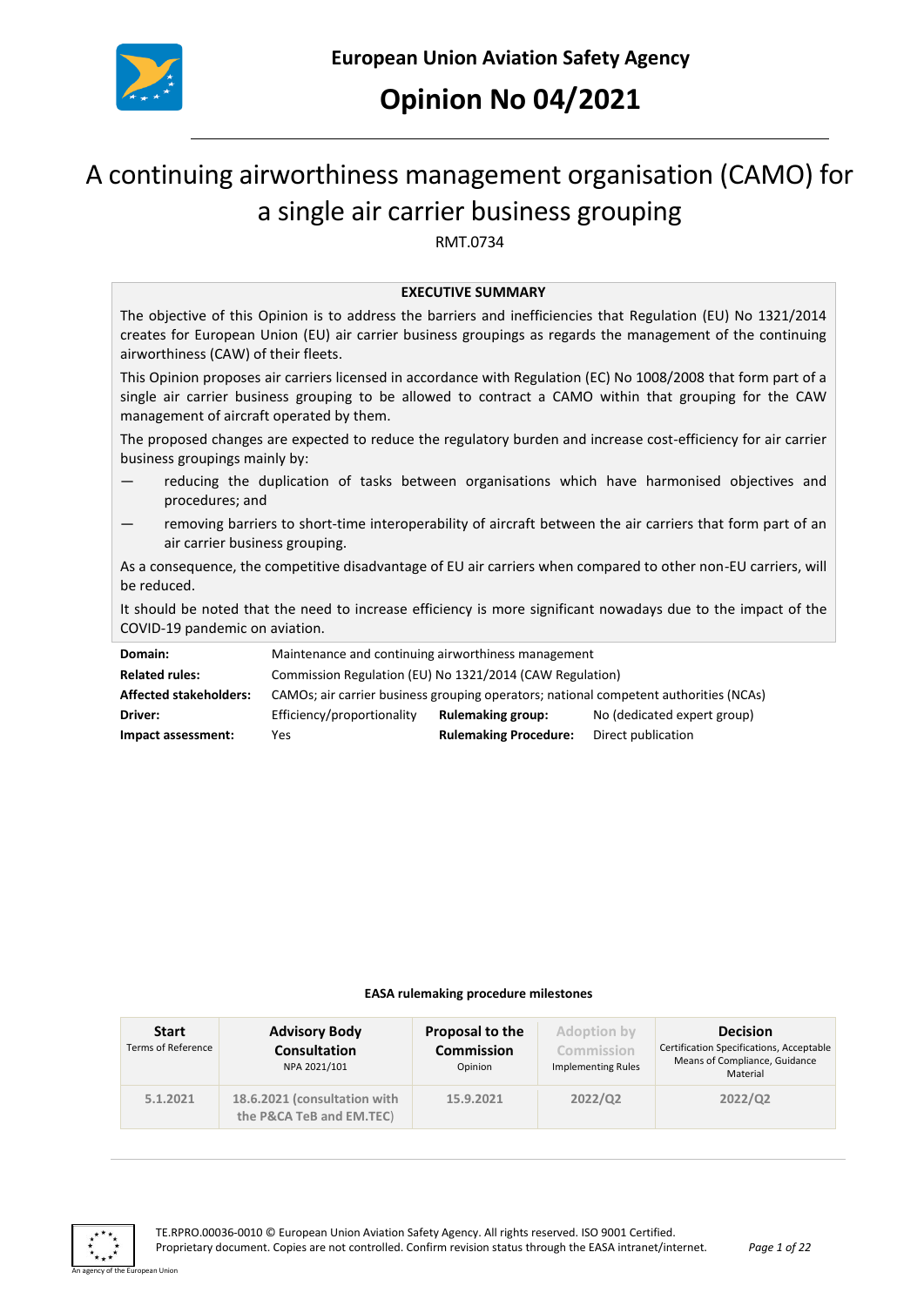**European Union Aviation Safety Agency**

# Opinion No 04/2021

## A continuing airworthiness management organisation (CAMO) for a single air carrier business grouping

RMT.0734

**EXECUTIVE SUMMARY**

The objective of this Opinion is to address the barriers and inefficiencies that Regulation (EU) No 1321/2014 creates for European Union (EU) air carrier business groupings as regards the management of the continuing airworthiness (CAW) of their fleets.

This Opinion proposes air carriers licensed in accordance with Regulation (EC) No 1008/2008 that form part of a single air carrier business grouping to be allowed to contract a CAMO within that grouping for the CAW management of aircraft operated by them.

The proposed changes are expected to reduce the regulatory burden and increase cost-efficiency for air carrier business groupings mainly by:

— reducing the duplication of tasks between organisations which have harmonised objectives and procedures; and

— removing barriers to short-time interoperability of aircraft between the air carriers that form part of an air carrier business grouping.

As a consequence, the competitive disadvantage of EU air carriers when compared to other non-EU carriers, will be reduced.

It should be noted that the need to increase efficiency is more significant nowadays due to the impact of the COVID-19 pandemic on aviation.

| | | | |
|---|---|---|---|
| **Domain:** | Maintenance and continuing airworthiness management | | |
| **Related rules:** | Commission Regulation (EU) No 1321/2014 (CAW Regulation) | | |
| **Affected stakeholders:** | CAMOs; air carrier business grouping operators; national competent authorities (NCAs) | | |
| **Driver:** | Efficiency/proportionality | **Rulemaking group:** | No (dedicated expert group) |
| **Impact assessment:** | Yes | **Rulemaking Procedure:** | Direct publication |

**EASA rulemaking procedure milestones**

| **Start**<br>Terms of Reference | **Advisory Body Consultation**<br>NPA 2021/101 | **Proposal to the Commission**<br>Opinion | **Adoption by Commission**<br>Implementing Rules | **Decision**<br>Certification Specifications, Acceptable Means of Compliance, Guidance Material |
|---|---|---|---|---|
| 5.1.2021 | 18.6.2021 (consultation with the P&CA TeB and EM.TEC) | 15.9.2021 | 2022/Q2 | 2022/Q2 |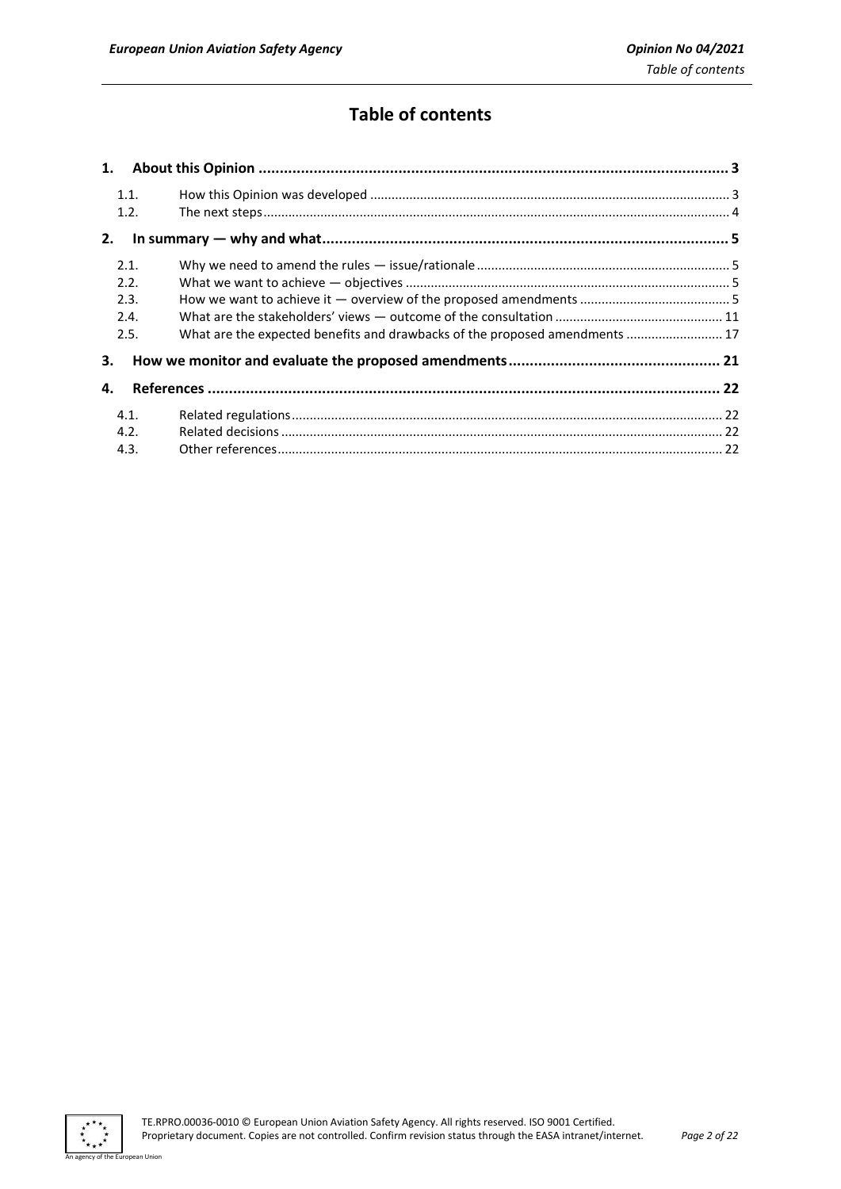# Table of contents

**1. About this Opinion ... 3**

- 1.1. How this Opinion was developed ... 3
- 1.2. The next steps ... 4

**2. In summary — why and what ... 5**

- 2.1. Why we need to amend the rules — issue/rationale ... 5
- 2.2. What we want to achieve — objectives ... 5
- 2.3. How we want to achieve it — overview of the proposed amendments ... 5
- 2.4. What are the stakeholders' views — outcome of the consultation ... 11
- 2.5. What are the expected benefits and drawbacks of the proposed amendments ... 17

**3. How we monitor and evaluate the proposed amendments ... 21**

**4. References ... 22**

- 4.1. Related regulations ... 22
- 4.2. Related decisions ... 22
- 4.3. Other references ... 22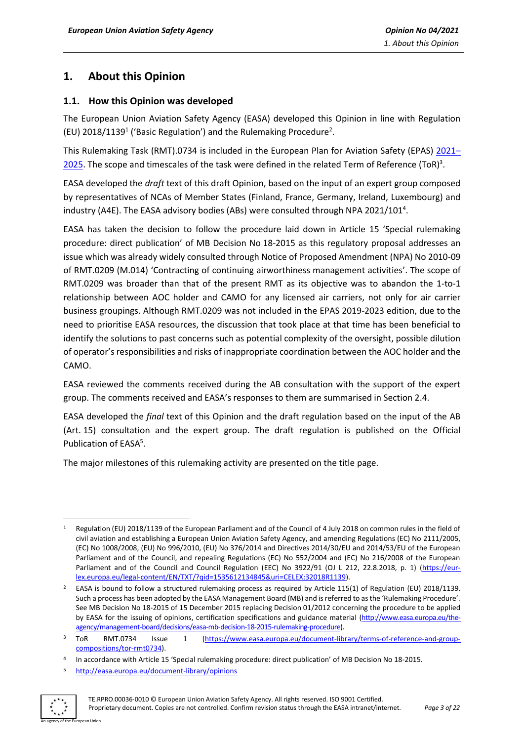# 1. About this Opinion

## 1.1. How this Opinion was developed

The European Union Aviation Safety Agency (EASA) developed this Opinion in line with Regulation (EU) 2018/1139[1] ('Basic Regulation') and the Rulemaking Procedure[2].

This Rulemaking Task (RMT).0734 is included in the European Plan for Aviation Safety (EPAS) 2021–2025. The scope and timescales of the task were defined in the related Term of Reference (ToR)[3].

EASA developed the *draft* text of this draft Opinion, based on the input of an expert group composed by representatives of NCAs of Member States (Finland, France, Germany, Ireland, Luxembourg) and industry (A4E). The EASA advisory bodies (ABs) were consulted through NPA 2021/101[4].

EASA has taken the decision to follow the procedure laid down in Article 15 'Special rulemaking procedure: direct publication' of MB Decision No 18-2015 as this regulatory proposal addresses an issue which was already widely consulted through Notice of Proposed Amendment (NPA) No 2010-09 of RMT.0209 (M.014) 'Contracting of continuing airworthiness management activities'. The scope of RMT.0209 was broader than that of the present RMT as its objective was to abandon the 1-to-1 relationship between AOC holder and CAMO for any licensed air carriers, not only for air carrier business groupings. Although RMT.0209 was not included in the EPAS 2019-2023 edition, due to the need to prioritise EASA resources, the discussion that took place at that time has been beneficial to identify the solutions to past concerns such as potential complexity of the oversight, possible dilution of operator's responsibilities and risks of inappropriate coordination between the AOC holder and the CAMO.

EASA reviewed the comments received during the AB consultation with the support of the expert group. The comments received and EASA's responses to them are summarised in Section 2.4.

EASA developed the *final* text of this Opinion and the draft regulation based on the input of the AB (Art. 15) consultation and the expert group. The draft regulation is published on the Official Publication of EASA[5].

The major milestones of this rulemaking activity are presented on the title page.

---

[1] Regulation (EU) 2018/1139 of the European Parliament and of the Council of 4 July 2018 on common rules in the field of civil aviation and establishing a European Union Aviation Safety Agency, and amending Regulations (EC) No 2111/2005, (EC) No 1008/2008, (EU) No 996/2010, (EU) No 376/2014 and Directives 2014/30/EU and 2014/53/EU of the European Parliament and of the Council, and repealing Regulations (EC) No 552/2004 and (EC) No 216/2008 of the European Parliament and of the Council and Council Regulation (EEC) No 3922/91 (OJ L 212, 22.8.2018, p. 1) (https://eur-lex.europa.eu/legal-content/EN/TXT/?qid=1535612134845&uri=CELEX:32018R1139).

[2] EASA is bound to follow a structured rulemaking process as required by Article 115(1) of Regulation (EU) 2018/1139. Such a process has been adopted by the EASA Management Board (MB) and is referred to as the 'Rulemaking Procedure'. See MB Decision No 18-2015 of 15 December 2015 replacing Decision 01/2012 concerning the procedure to be applied by EASA for the issuing of opinions, certification specifications and guidance material (http://www.easa.europa.eu/the-agency/management-board/decisions/easa-mb-decision-18-2015-rulemaking-procedure).

[3] ToR RMT.0734 Issue 1 (https://www.easa.europa.eu/document-library/terms-of-reference-and-group-compositions/tor-rmt0734).

[4] In accordance with Article 15 'Special rulemaking procedure: direct publication' of MB Decision No 18-2015.

[5] http://easa.europa.eu/document-library/opinions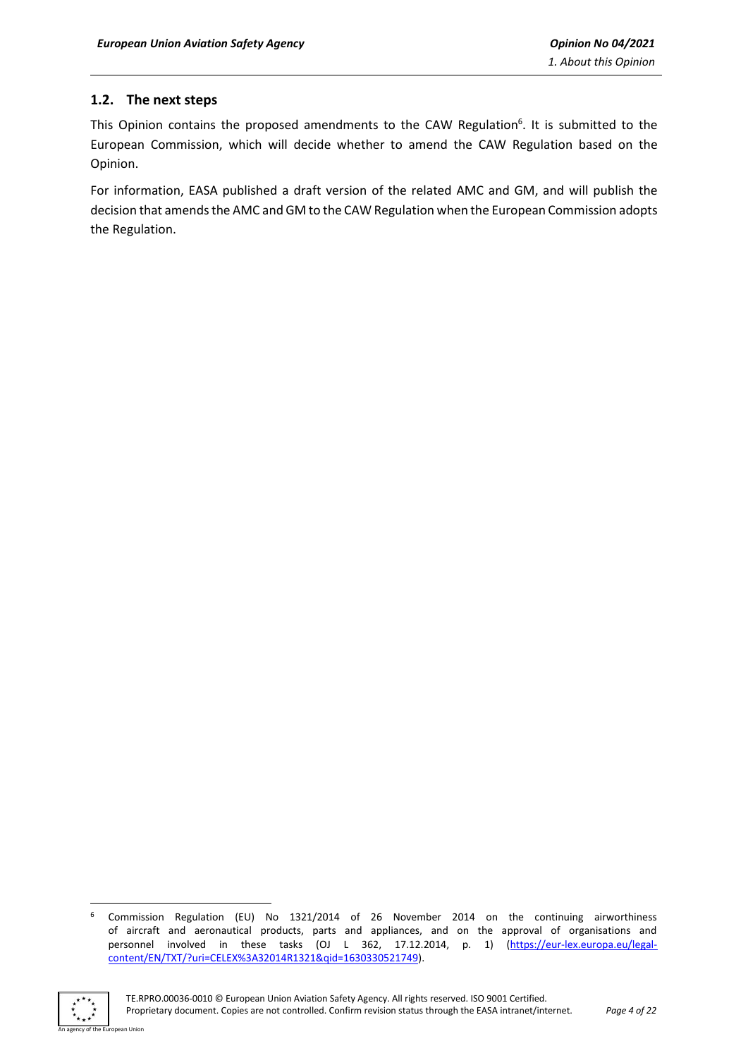## 1.2. The next steps

This Opinion contains the proposed amendments to the CAW Regulation[6]. It is submitted to the European Commission, which will decide whether to amend the CAW Regulation based on the Opinion.

For information, EASA published a draft version of the related AMC and GM, and will publish the decision that amends the AMC and GM to the CAW Regulation when the European Commission adopts the Regulation.

[6] Commission Regulation (EU) No 1321/2014 of 26 November 2014 on the continuing airworthiness of aircraft and aeronautical products, parts and appliances, and on the approval of organisations and personnel involved in these tasks (OJ L 362, 17.12.2014, p. 1) (https://eur-lex.europa.eu/legal-content/EN/TXT/?uri=CELEX%3A32014R1321&qid=1630330521749).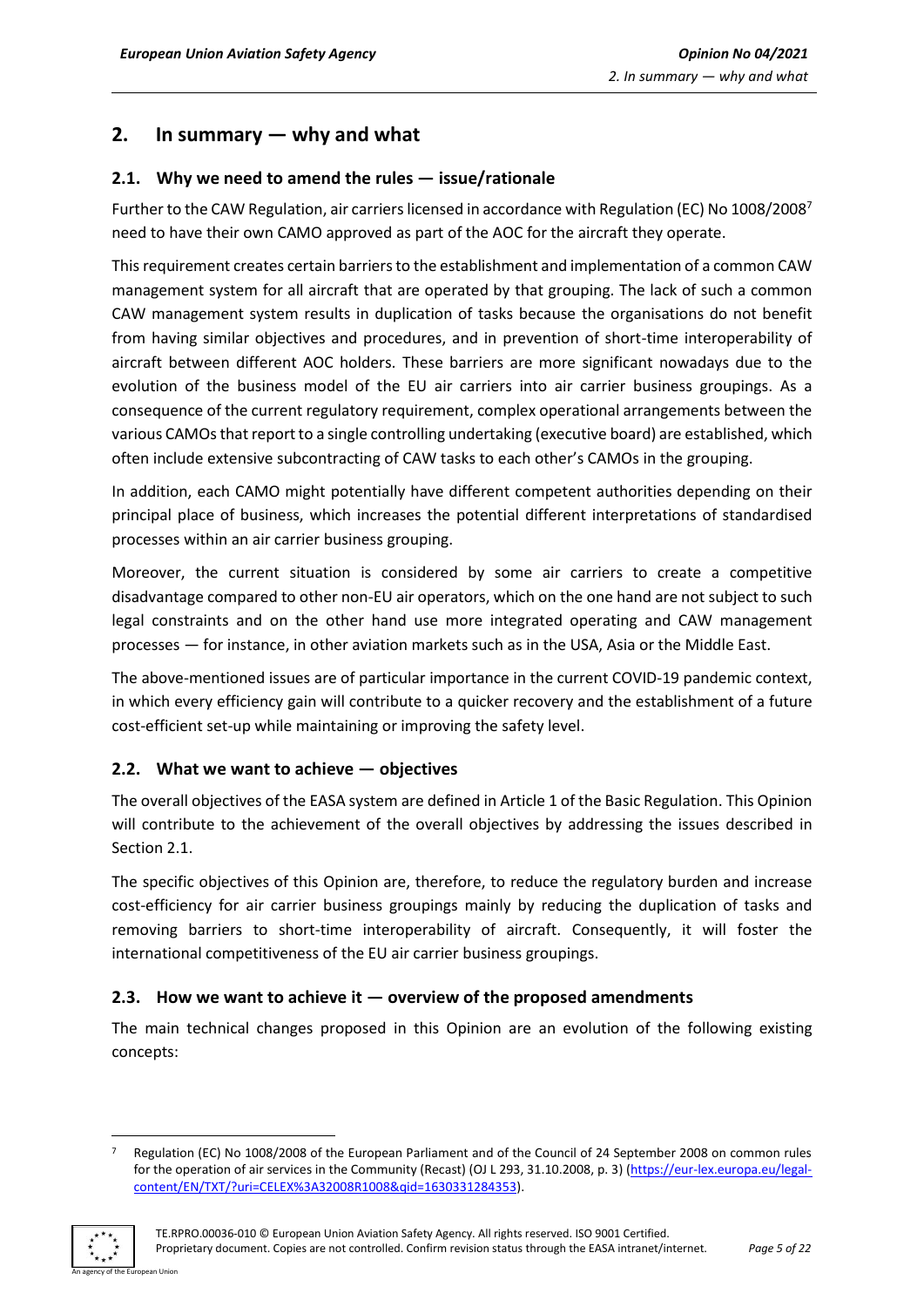## 2. In summary — why and what

### 2.1. Why we need to amend the rules — issue/rationale

Further to the CAW Regulation, air carriers licensed in accordance with Regulation (EC) No 1008/2008[7] need to have their own CAMO approved as part of the AOC for the aircraft they operate.

This requirement creates certain barriers to the establishment and implementation of a common CAW management system for all aircraft that are operated by that grouping. The lack of such a common CAW management system results in duplication of tasks because the organisations do not benefit from having similar objectives and procedures, and in prevention of short-time interoperability of aircraft between different AOC holders. These barriers are more significant nowadays due to the evolution of the business model of the EU air carriers into air carrier business groupings. As a consequence of the current regulatory requirement, complex operational arrangements between the various CAMOs that report to a single controlling undertaking (executive board) are established, which often include extensive subcontracting of CAW tasks to each other's CAMOs in the grouping.

In addition, each CAMO might potentially have different competent authorities depending on their principal place of business, which increases the potential different interpretations of standardised processes within an air carrier business grouping.

Moreover, the current situation is considered by some air carriers to create a competitive disadvantage compared to other non-EU air operators, which on the one hand are not subject to such legal constraints and on the other hand use more integrated operating and CAW management processes — for instance, in other aviation markets such as in the USA, Asia or the Middle East.

The above-mentioned issues are of particular importance in the current COVID-19 pandemic context, in which every efficiency gain will contribute to a quicker recovery and the establishment of a future cost-efficient set-up while maintaining or improving the safety level.

### 2.2. What we want to achieve — objectives

The overall objectives of the EASA system are defined in Article 1 of the Basic Regulation. This Opinion will contribute to the achievement of the overall objectives by addressing the issues described in Section 2.1.

The specific objectives of this Opinion are, therefore, to reduce the regulatory burden and increase cost-efficiency for air carrier business groupings mainly by reducing the duplication of tasks and removing barriers to short-time interoperability of aircraft. Consequently, it will foster the international competitiveness of the EU air carrier business groupings.

### 2.3. How we want to achieve it — overview of the proposed amendments

The main technical changes proposed in this Opinion are an evolution of the following existing concepts:

---

[7] Regulation (EC) No 1008/2008 of the European Parliament and of the Council of 24 September 2008 on common rules for the operation of air services in the Community (Recast) (OJ L 293, 31.10.2008, p. 3) (https://eur-lex.europa.eu/legal-content/EN/TXT/?uri=CELEX%3A32008R1008&qid=1630331284353).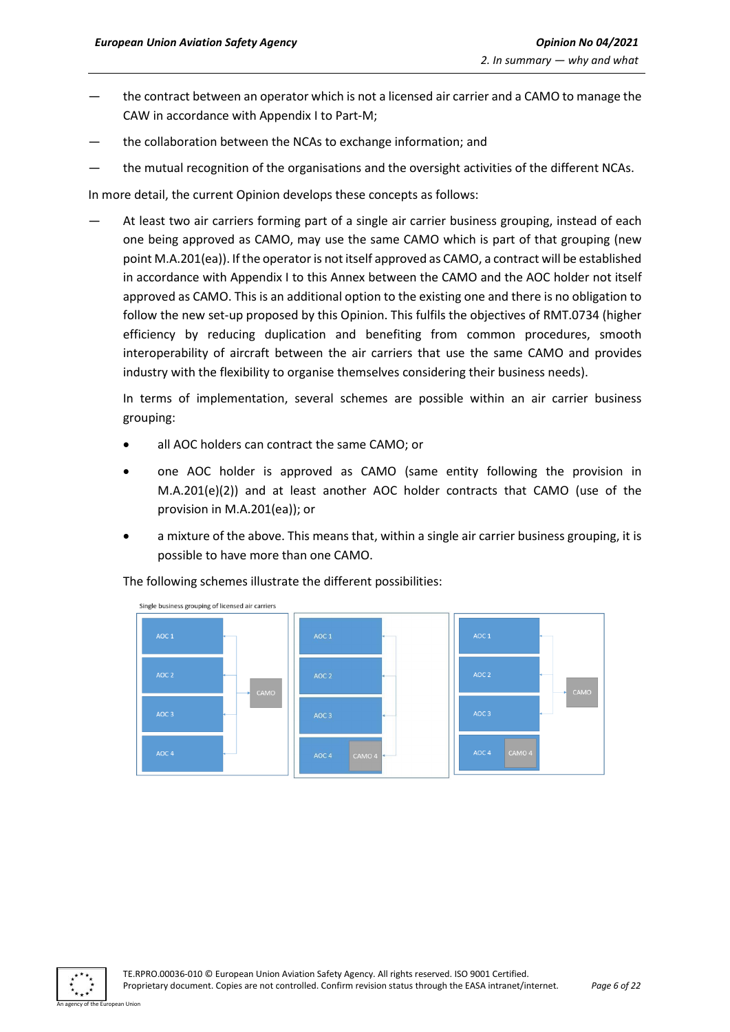— the contract between an operator which is not a licensed air carrier and a CAMO to manage the CAW in accordance with Appendix I to Part-M;

— the collaboration between the NCAs to exchange information; and

— the mutual recognition of the organisations and the oversight activities of the different NCAs.

In more detail, the current Opinion develops these concepts as follows:

— At least two air carriers forming part of a single air carrier business grouping, instead of each one being approved as CAMO, may use the same CAMO which is part of that grouping (new point M.A.201(ea)). If the operator is not itself approved as CAMO, a contract will be established in accordance with Appendix I to this Annex between the CAMO and the AOC holder not itself approved as CAMO. This is an additional option to the existing one and there is no obligation to follow the new set-up proposed by this Opinion. This fulfils the objectives of RMT.0734 (higher efficiency by reducing duplication and benefiting from common procedures, smooth interoperability of aircraft between the air carriers that use the same CAMO and provides industry with the flexibility to organise themselves considering their business needs).

  In terms of implementation, several schemes are possible within an air carrier business grouping:

  - all AOC holders can contract the same CAMO; or
  - one AOC holder is approved as CAMO (same entity following the provision in M.A.201(e)(2)) and at least another AOC holder contracts that CAMO (use of the provision in M.A.201(ea)); or
  - a mixture of the above. This means that, within a single air carrier business grouping, it is possible to have more than one CAMO.

  The following schemes illustrate the different possibilities:

Single business grouping of licensed air carriers

AOC 1, AOC 2, AOC 3, AOC 4 → CAMO

AOC 1, AOC 2, AOC 3 → AOC 4 / CAMO 4

AOC 1, AOC 2, AOC 3 → CAMO; AOC 4 / CAMO 4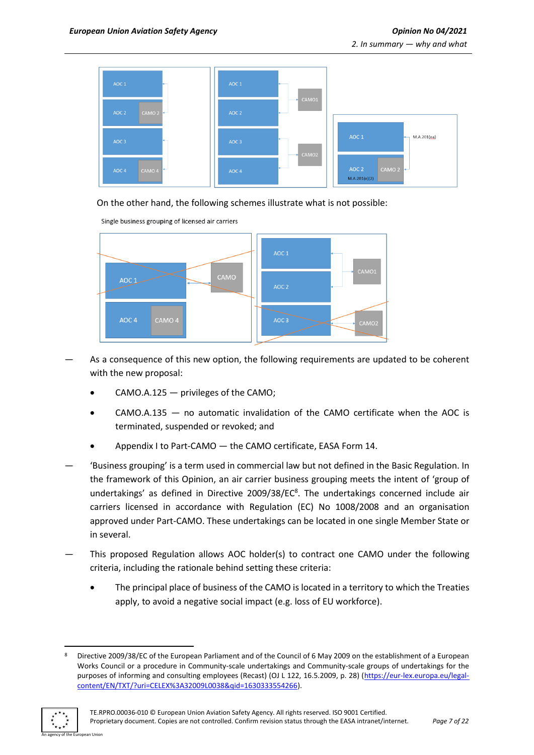On the other hand, the following schemes illustrate what is not possible:

Single business grouping of licensed air carriers

— As a consequence of this new option, the following requirements are updated to be coherent with the new proposal:

- CAMO.A.125 — privileges of the CAMO;
- CAMO.A.135 — no automatic invalidation of the CAMO certificate when the AOC is terminated, suspended or revoked; and
- Appendix I to Part-CAMO — the CAMO certificate, EASA Form 14.

— 'Business grouping' is a term used in commercial law but not defined in the Basic Regulation. In the framework of this Opinion, an air carrier business grouping meets the intent of 'group of undertakings' as defined in Directive 2009/38/EC[8]. The undertakings concerned include air carriers licensed in accordance with Regulation (EC) No 1008/2008 and an organisation approved under Part-CAMO. These undertakings can be located in one single Member State or in several.

— This proposed Regulation allows AOC holder(s) to contract one CAMO under the following criteria, including the rationale behind setting these criteria:

- The principal place of business of the CAMO is located in a territory to which the Treaties apply, to avoid a negative social impact (e.g. loss of EU workforce).

[8] Directive 2009/38/EC of the European Parliament and of the Council of 6 May 2009 on the establishment of a European Works Council or a procedure in Community-scale undertakings and Community-scale groups of undertakings for the purposes of informing and consulting employees (Recast) (OJ L 122, 16.5.2009, p. 28) (https://eur-lex.europa.eu/legal-content/EN/TXT/?uri=CELEX%3A32009L0038&qid=1630333554266).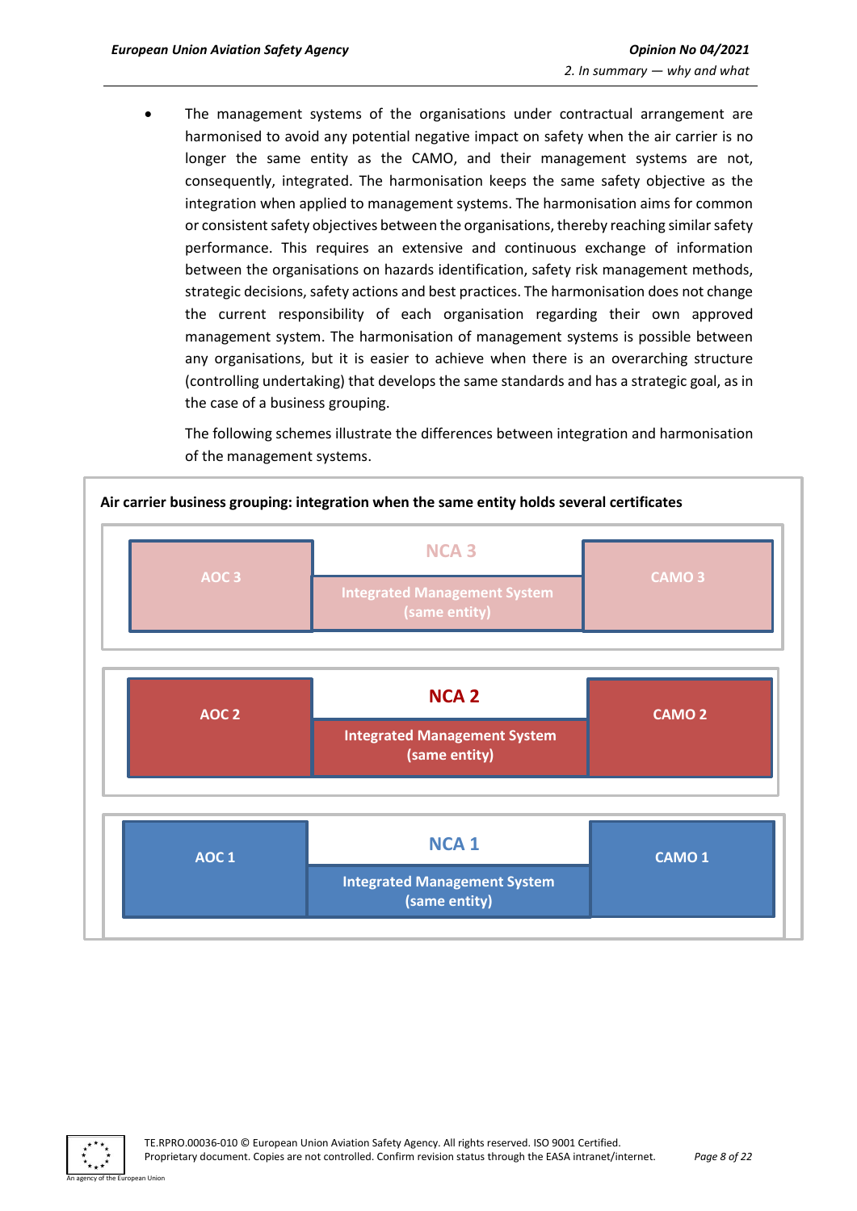- The management systems of the organisations under contractual arrangement are harmonised to avoid any potential negative impact on safety when the air carrier is no longer the same entity as the CAMO, and their management systems are not, consequently, integrated. The harmonisation keeps the same safety objective as the integration when applied to management systems. The harmonisation aims for common or consistent safety objectives between the organisations, thereby reaching similar safety performance. This requires an extensive and continuous exchange of information between the organisations on hazards identification, safety risk management methods, strategic decisions, safety actions and best practices. The harmonisation does not change the current responsibility of each organisation regarding their own approved management system. The harmonisation of management systems is possible between any organisations, but it is easier to achieve when there is an overarching structure (controlling undertaking) that develops the same standards and has a strategic goal, as in the case of a business grouping.

  The following schemes illustrate the differences between integration and harmonisation of the management systems.

**Air carrier business grouping: integration when the same entity holds several certificates**

| | NCA 3 | |
|---|---|---|
| AOC 3 | Integrated Management System (same entity) | CAMO 3 |

| | NCA 2 | |
|---|---|---|
| AOC 2 | Integrated Management System (same entity) | CAMO 2 |

| | NCA 1 | |
|---|---|---|
| AOC 1 | Integrated Management System (same entity) | CAMO 1 |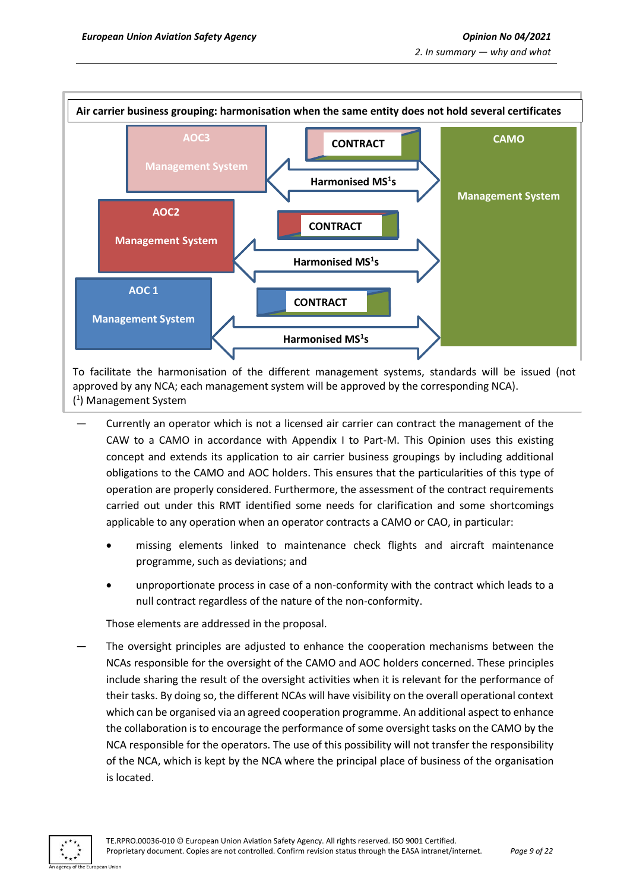**Air carrier business grouping: harmonisation when the same entity does not hold several certificates**

AOC3 — Management System

CONTRACT

Harmonised MS[1]s

AOC2 — Management System

CONTRACT

Harmonised MS[1]s

AOC 1 — Management System

CONTRACT

Harmonised MS[1]s

CAMO — Management System

To facilitate the harmonisation of the different management systems, standards will be issued (not approved by any NCA; each management system will be approved by the corresponding NCA).

([1]) Management System

— Currently an operator which is not a licensed air carrier can contract the management of the CAW to a CAMO in accordance with Appendix I to Part-M. This Opinion uses this existing concept and extends its application to air carrier business groupings by including additional obligations to the CAMO and AOC holders. This ensures that the particularities of this type of operation are properly considered. Furthermore, the assessment of the contract requirements carried out under this RMT identified some needs for clarification and some shortcomings applicable to any operation when an operator contracts a CAMO or CAO, in particular:

- missing elements linked to maintenance check flights and aircraft maintenance programme, such as deviations; and
- unproportionate process in case of a non-conformity with the contract which leads to a null contract regardless of the nature of the non-conformity.

Those elements are addressed in the proposal.

— The oversight principles are adjusted to enhance the cooperation mechanisms between the NCAs responsible for the oversight of the CAMO and AOC holders concerned. These principles include sharing the result of the oversight activities when it is relevant for the performance of their tasks. By doing so, the different NCAs will have visibility on the overall operational context which can be organised via an agreed cooperation programme. An additional aspect to enhance the collaboration is to encourage the performance of some oversight tasks on the CAMO by the NCA responsible for the operators. The use of this possibility will not transfer the responsibility of the NCA, which is kept by the NCA where the principal place of business of the organisation is located.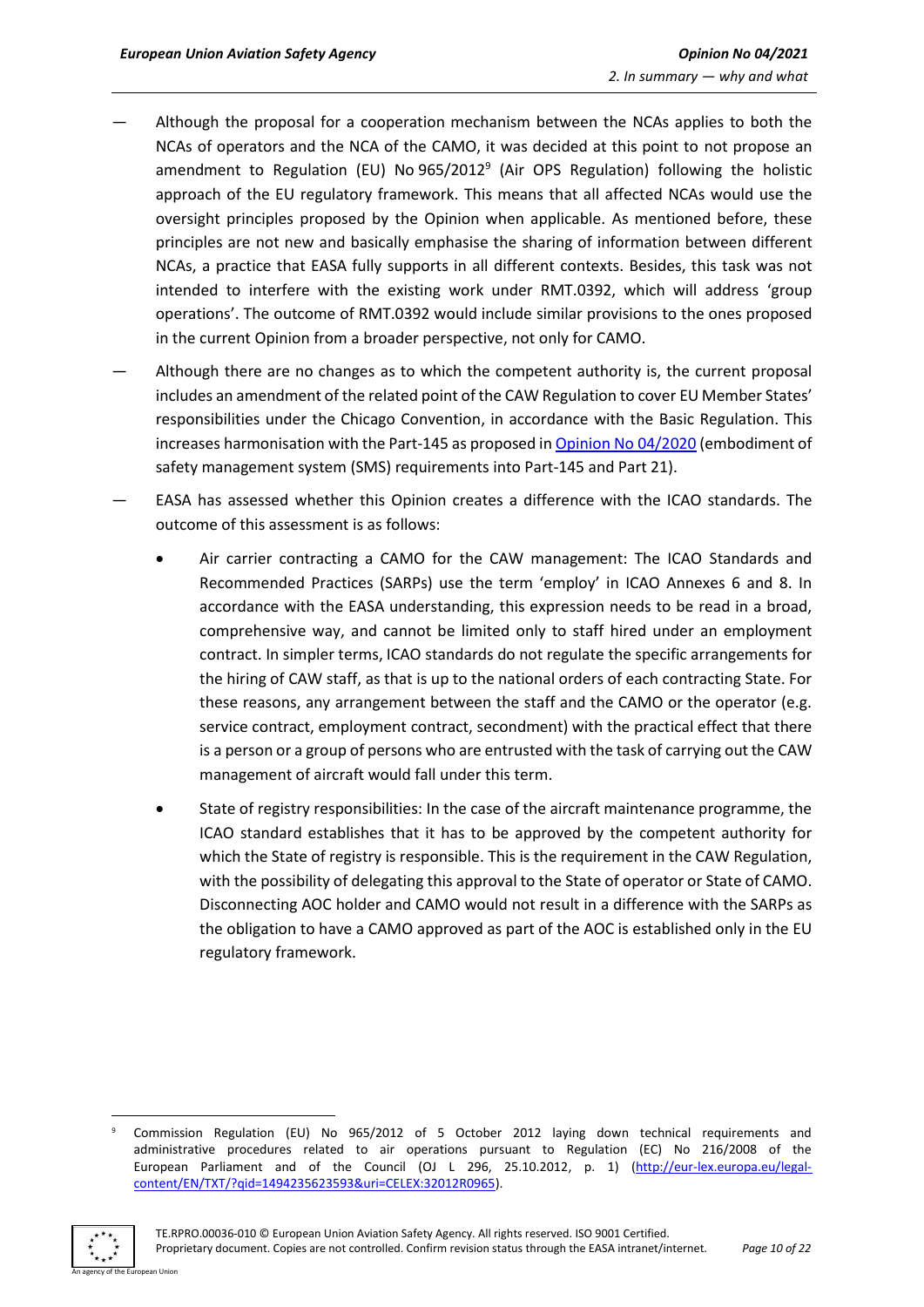— Although the proposal for a cooperation mechanism between the NCAs applies to both the NCAs of operators and the NCA of the CAMO, it was decided at this point to not propose an amendment to Regulation (EU) No 965/2012[9] (Air OPS Regulation) following the holistic approach of the EU regulatory framework. This means that all affected NCAs would use the oversight principles proposed by the Opinion when applicable. As mentioned before, these principles are not new and basically emphasise the sharing of information between different NCAs, a practice that EASA fully supports in all different contexts. Besides, this task was not intended to interfere with the existing work under RMT.0392, which will address 'group operations'. The outcome of RMT.0392 would include similar provisions to the ones proposed in the current Opinion from a broader perspective, not only for CAMO.

— Although there are no changes as to which the competent authority is, the current proposal includes an amendment of the related point of the CAW Regulation to cover EU Member States' responsibilities under the Chicago Convention, in accordance with the Basic Regulation. This increases harmonisation with the Part-145 as proposed in Opinion No 04/2020 (embodiment of safety management system (SMS) requirements into Part-145 and Part 21).

— EASA has assessed whether this Opinion creates a difference with the ICAO standards. The outcome of this assessment is as follows:

- Air carrier contracting a CAMO for the CAW management: The ICAO Standards and Recommended Practices (SARPs) use the term 'employ' in ICAO Annexes 6 and 8. In accordance with the EASA understanding, this expression needs to be read in a broad, comprehensive way, and cannot be limited only to staff hired under an employment contract. In simpler terms, ICAO standards do not regulate the specific arrangements for the hiring of CAW staff, as that is up to the national orders of each contracting State. For these reasons, any arrangement between the staff and the CAMO or the operator (e.g. service contract, employment contract, secondment) with the practical effect that there is a person or a group of persons who are entrusted with the task of carrying out the CAW management of aircraft would fall under this term.
- State of registry responsibilities: In the case of the aircraft maintenance programme, the ICAO standard establishes that it has to be approved by the competent authority for which the State of registry is responsible. This is the requirement in the CAW Regulation, with the possibility of delegating this approval to the State of operator or State of CAMO. Disconnecting AOC holder and CAMO would not result in a difference with the SARPs as the obligation to have a CAMO approved as part of the AOC is established only in the EU regulatory framework.

---

[9] Commission Regulation (EU) No 965/2012 of 5 October 2012 laying down technical requirements and administrative procedures related to air operations pursuant to Regulation (EC) No 216/2008 of the European Parliament and of the Council (OJ L 296, 25.10.2012, p. 1) (http://eur-lex.europa.eu/legal-content/EN/TXT/?qid=1494235623593&uri=CELEX:32012R0965).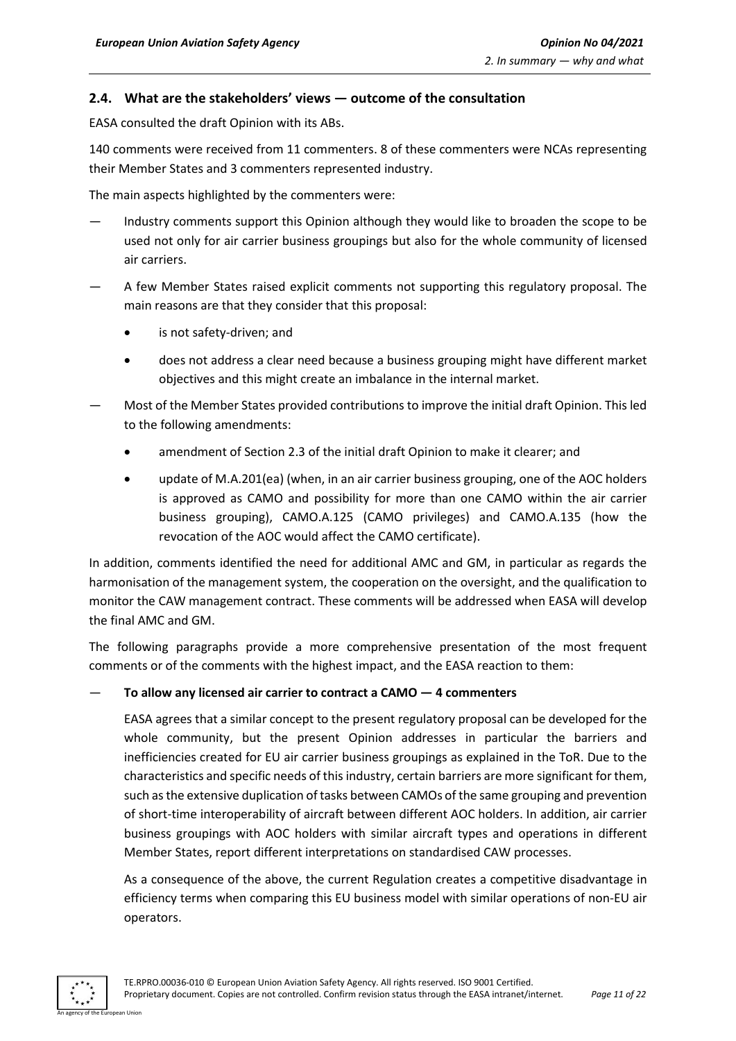## 2.4. What are the stakeholders' views — outcome of the consultation

EASA consulted the draft Opinion with its ABs.

140 comments were received from 11 commenters. 8 of these commenters were NCAs representing their Member States and 3 commenters represented industry.

The main aspects highlighted by the commenters were:

— Industry comments support this Opinion although they would like to broaden the scope to be used not only for air carrier business groupings but also for the whole community of licensed air carriers.

— A few Member States raised explicit comments not supporting this regulatory proposal. The main reasons are that they consider that this proposal:

- is not safety-driven; and
- does not address a clear need because a business grouping might have different market objectives and this might create an imbalance in the internal market.

— Most of the Member States provided contributions to improve the initial draft Opinion. This led to the following amendments:

- amendment of Section 2.3 of the initial draft Opinion to make it clearer; and
- update of M.A.201(ea) (when, in an air carrier business grouping, one of the AOC holders is approved as CAMO and possibility for more than one CAMO within the air carrier business grouping), CAMO.A.125 (CAMO privileges) and CAMO.A.135 (how the revocation of the AOC would affect the CAMO certificate).

In addition, comments identified the need for additional AMC and GM, in particular as regards the harmonisation of the management system, the cooperation on the oversight, and the qualification to monitor the CAW management contract. These comments will be addressed when EASA will develop the final AMC and GM.

The following paragraphs provide a more comprehensive presentation of the most frequent comments or of the comments with the highest impact, and the EASA reaction to them:

— **To allow any licensed air carrier to contract a CAMO — 4 commenters**

EASA agrees that a similar concept to the present regulatory proposal can be developed for the whole community, but the present Opinion addresses in particular the barriers and inefficiencies created for EU air carrier business groupings as explained in the ToR. Due to the characteristics and specific needs of this industry, certain barriers are more significant for them, such as the extensive duplication of tasks between CAMOs of the same grouping and prevention of short-time interoperability of aircraft between different AOC holders. In addition, air carrier business groupings with AOC holders with similar aircraft types and operations in different Member States, report different interpretations on standardised CAW processes.

As a consequence of the above, the current Regulation creates a competitive disadvantage in efficiency terms when comparing this EU business model with similar operations of non-EU air operators.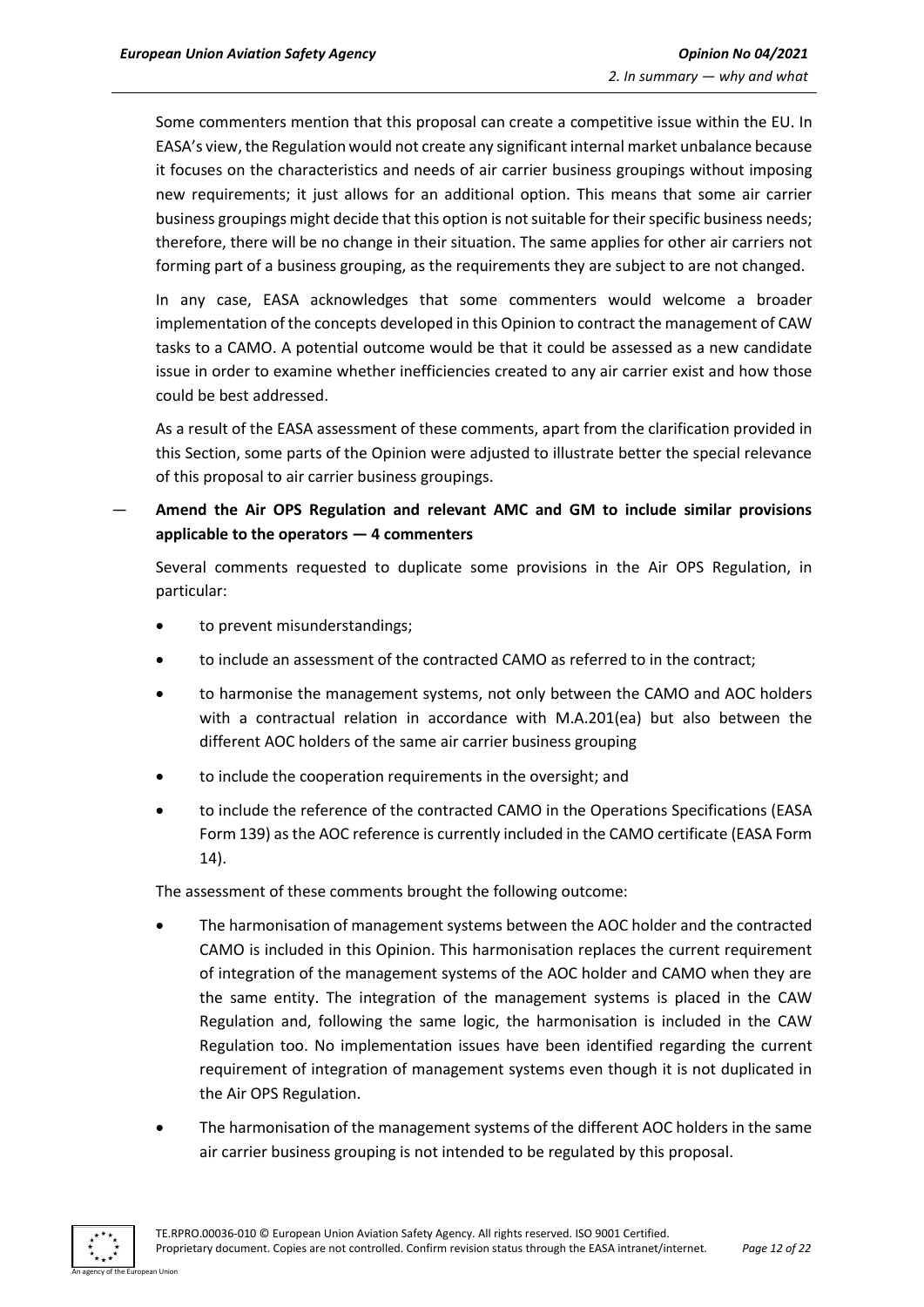Some commenters mention that this proposal can create a competitive issue within the EU. In EASA's view, the Regulation would not create any significant internal market unbalance because it focuses on the characteristics and needs of air carrier business groupings without imposing new requirements; it just allows for an additional option. This means that some air carrier business groupings might decide that this option is not suitable for their specific business needs; therefore, there will be no change in their situation. The same applies for other air carriers not forming part of a business grouping, as the requirements they are subject to are not changed.

In any case, EASA acknowledges that some commenters would welcome a broader implementation of the concepts developed in this Opinion to contract the management of CAW tasks to a CAMO. A potential outcome would be that it could be assessed as a new candidate issue in order to examine whether inefficiencies created to any air carrier exist and how those could be best addressed.

As a result of the EASA assessment of these comments, apart from the clarification provided in this Section, some parts of the Opinion were adjusted to illustrate better the special relevance of this proposal to air carrier business groupings.

— **Amend the Air OPS Regulation and relevant AMC and GM to include similar provisions applicable to the operators — 4 commenters**

Several comments requested to duplicate some provisions in the Air OPS Regulation, in particular:

- to prevent misunderstandings;
- to include an assessment of the contracted CAMO as referred to in the contract;
- to harmonise the management systems, not only between the CAMO and AOC holders with a contractual relation in accordance with M.A.201(ea) but also between the different AOC holders of the same air carrier business grouping
- to include the cooperation requirements in the oversight; and
- to include the reference of the contracted CAMO in the Operations Specifications (EASA Form 139) as the AOC reference is currently included in the CAMO certificate (EASA Form 14).

The assessment of these comments brought the following outcome:

- The harmonisation of management systems between the AOC holder and the contracted CAMO is included in this Opinion. This harmonisation replaces the current requirement of integration of the management systems of the AOC holder and CAMO when they are the same entity. The integration of the management systems is placed in the CAW Regulation and, following the same logic, the harmonisation is included in the CAW Regulation too. No implementation issues have been identified regarding the current requirement of integration of management systems even though it is not duplicated in the Air OPS Regulation.
- The harmonisation of the management systems of the different AOC holders in the same air carrier business grouping is not intended to be regulated by this proposal.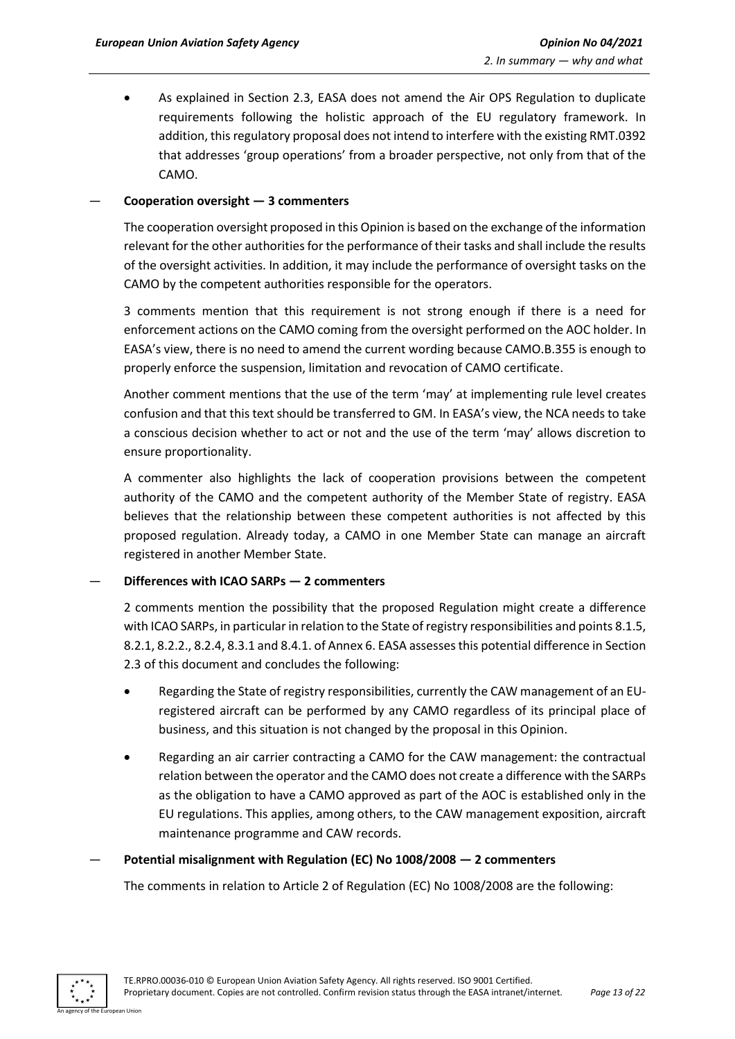- As explained in Section 2.3, EASA does not amend the Air OPS Regulation to duplicate requirements following the holistic approach of the EU regulatory framework. In addition, this regulatory proposal does not intend to interfere with the existing RMT.0392 that addresses 'group operations' from a broader perspective, not only from that of the CAMO.

— **Cooperation oversight — 3 commenters**

The cooperation oversight proposed in this Opinion is based on the exchange of the information relevant for the other authorities for the performance of their tasks and shall include the results of the oversight activities. In addition, it may include the performance of oversight tasks on the CAMO by the competent authorities responsible for the operators.

3 comments mention that this requirement is not strong enough if there is a need for enforcement actions on the CAMO coming from the oversight performed on the AOC holder. In EASA's view, there is no need to amend the current wording because CAMO.B.355 is enough to properly enforce the suspension, limitation and revocation of CAMO certificate.

Another comment mentions that the use of the term 'may' at implementing rule level creates confusion and that this text should be transferred to GM. In EASA's view, the NCA needs to take a conscious decision whether to act or not and the use of the term 'may' allows discretion to ensure proportionality.

A commenter also highlights the lack of cooperation provisions between the competent authority of the CAMO and the competent authority of the Member State of registry. EASA believes that the relationship between these competent authorities is not affected by this proposed regulation. Already today, a CAMO in one Member State can manage an aircraft registered in another Member State.

— **Differences with ICAO SARPs — 2 commenters**

2 comments mention the possibility that the proposed Regulation might create a difference with ICAO SARPs, in particular in relation to the State of registry responsibilities and points 8.1.5, 8.2.1, 8.2.2., 8.2.4, 8.3.1 and 8.4.1. of Annex 6. EASA assesses this potential difference in Section 2.3 of this document and concludes the following:

- Regarding the State of registry responsibilities, currently the CAW management of an EU-registered aircraft can be performed by any CAMO regardless of its principal place of business, and this situation is not changed by the proposal in this Opinion.
- Regarding an air carrier contracting a CAMO for the CAW management: the contractual relation between the operator and the CAMO does not create a difference with the SARPs as the obligation to have a CAMO approved as part of the AOC is established only in the EU regulations. This applies, among others, to the CAW management exposition, aircraft maintenance programme and CAW records.

— **Potential misalignment with Regulation (EC) No 1008/2008 — 2 commenters**

The comments in relation to Article 2 of Regulation (EC) No 1008/2008 are the following: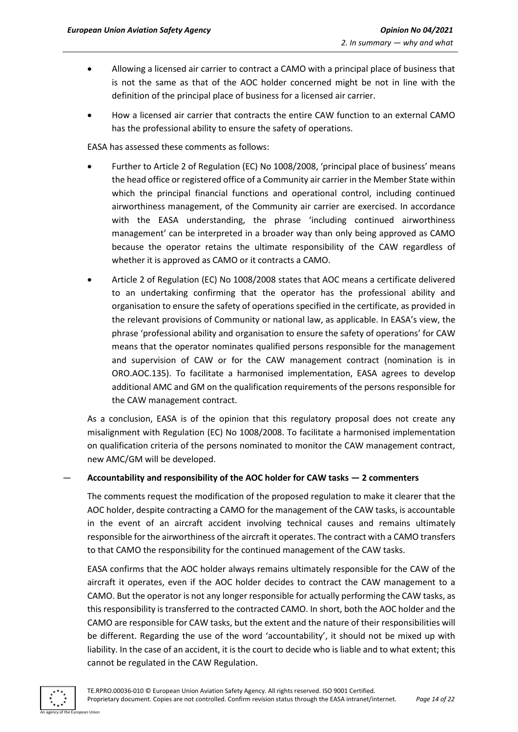- Allowing a licensed air carrier to contract a CAMO with a principal place of business that is not the same as that of the AOC holder concerned might be not in line with the definition of the principal place of business for a licensed air carrier.
- How a licensed air carrier that contracts the entire CAW function to an external CAMO has the professional ability to ensure the safety of operations.

EASA has assessed these comments as follows:

- Further to Article 2 of Regulation (EC) No 1008/2008, 'principal place of business' means the head office or registered office of a Community air carrier in the Member State within which the principal financial functions and operational control, including continued airworthiness management, of the Community air carrier are exercised. In accordance with the EASA understanding, the phrase 'including continued airworthiness management' can be interpreted in a broader way than only being approved as CAMO because the operator retains the ultimate responsibility of the CAW regardless of whether it is approved as CAMO or it contracts a CAMO.
- Article 2 of Regulation (EC) No 1008/2008 states that AOC means a certificate delivered to an undertaking confirming that the operator has the professional ability and organisation to ensure the safety of operations specified in the certificate, as provided in the relevant provisions of Community or national law, as applicable. In EASA's view, the phrase 'professional ability and organisation to ensure the safety of operations' for CAW means that the operator nominates qualified persons responsible for the management and supervision of CAW or for the CAW management contract (nomination is in ORO.AOC.135). To facilitate a harmonised implementation, EASA agrees to develop additional AMC and GM on the qualification requirements of the persons responsible for the CAW management contract.

As a conclusion, EASA is of the opinion that this regulatory proposal does not create any misalignment with Regulation (EC) No 1008/2008. To facilitate a harmonised implementation on qualification criteria of the persons nominated to monitor the CAW management contract, new AMC/GM will be developed.

— **Accountability and responsibility of the AOC holder for CAW tasks — 2 commenters**

The comments request the modification of the proposed regulation to make it clearer that the AOC holder, despite contracting a CAMO for the management of the CAW tasks, is accountable in the event of an aircraft accident involving technical causes and remains ultimately responsible for the airworthiness of the aircraft it operates. The contract with a CAMO transfers to that CAMO the responsibility for the continued management of the CAW tasks.

EASA confirms that the AOC holder always remains ultimately responsible for the CAW of the aircraft it operates, even if the AOC holder decides to contract the CAW management to a CAMO. But the operator is not any longer responsible for actually performing the CAW tasks, as this responsibility is transferred to the contracted CAMO. In short, both the AOC holder and the CAMO are responsible for CAW tasks, but the extent and the nature of their responsibilities will be different. Regarding the use of the word 'accountability', it should not be mixed up with liability. In the case of an accident, it is the court to decide who is liable and to what extent; this cannot be regulated in the CAW Regulation.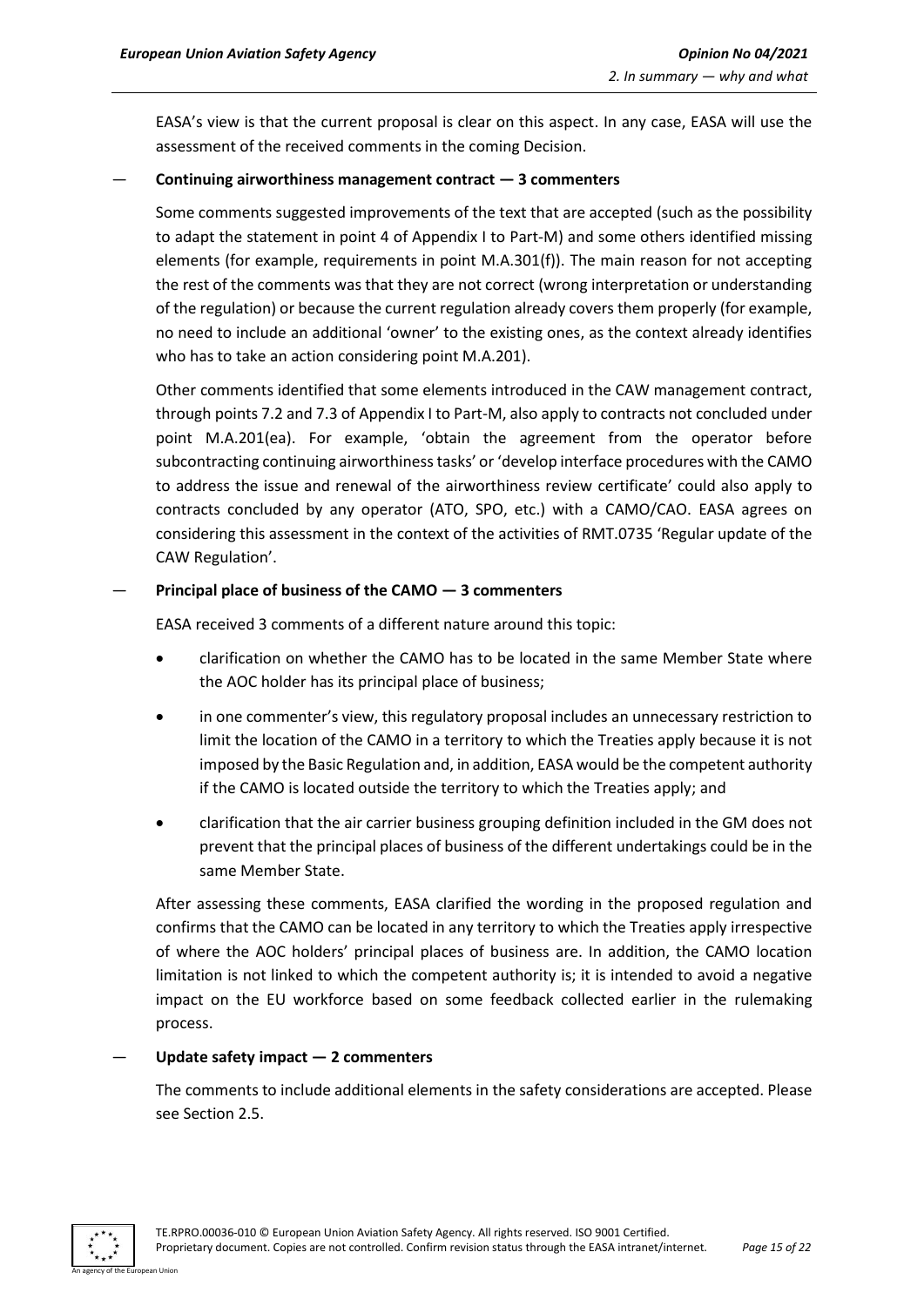EASA's view is that the current proposal is clear on this aspect. In any case, EASA will use the assessment of the received comments in the coming Decision.

— **Continuing airworthiness management contract — 3 commenters**

Some comments suggested improvements of the text that are accepted (such as the possibility to adapt the statement in point 4 of Appendix I to Part-M) and some others identified missing elements (for example, requirements in point M.A.301(f)). The main reason for not accepting the rest of the comments was that they are not correct (wrong interpretation or understanding of the regulation) or because the current regulation already covers them properly (for example, no need to include an additional 'owner' to the existing ones, as the context already identifies who has to take an action considering point M.A.201).

Other comments identified that some elements introduced in the CAW management contract, through points 7.2 and 7.3 of Appendix I to Part-M, also apply to contracts not concluded under point M.A.201(ea). For example, 'obtain the agreement from the operator before subcontracting continuing airworthiness tasks' or 'develop interface procedures with the CAMO to address the issue and renewal of the airworthiness review certificate' could also apply to contracts concluded by any operator (ATO, SPO, etc.) with a CAMO/CAO. EASA agrees on considering this assessment in the context of the activities of RMT.0735 'Regular update of the CAW Regulation'.

— **Principal place of business of the CAMO — 3 commenters**

EASA received 3 comments of a different nature around this topic:

- clarification on whether the CAMO has to be located in the same Member State where the AOC holder has its principal place of business;
- in one commenter's view, this regulatory proposal includes an unnecessary restriction to limit the location of the CAMO in a territory to which the Treaties apply because it is not imposed by the Basic Regulation and, in addition, EASA would be the competent authority if the CAMO is located outside the territory to which the Treaties apply; and
- clarification that the air carrier business grouping definition included in the GM does not prevent that the principal places of business of the different undertakings could be in the same Member State.

After assessing these comments, EASA clarified the wording in the proposed regulation and confirms that the CAMO can be located in any territory to which the Treaties apply irrespective of where the AOC holders' principal places of business are. In addition, the CAMO location limitation is not linked to which the competent authority is; it is intended to avoid a negative impact on the EU workforce based on some feedback collected earlier in the rulemaking process.

— **Update safety impact — 2 commenters**

The comments to include additional elements in the safety considerations are accepted. Please see Section 2.5.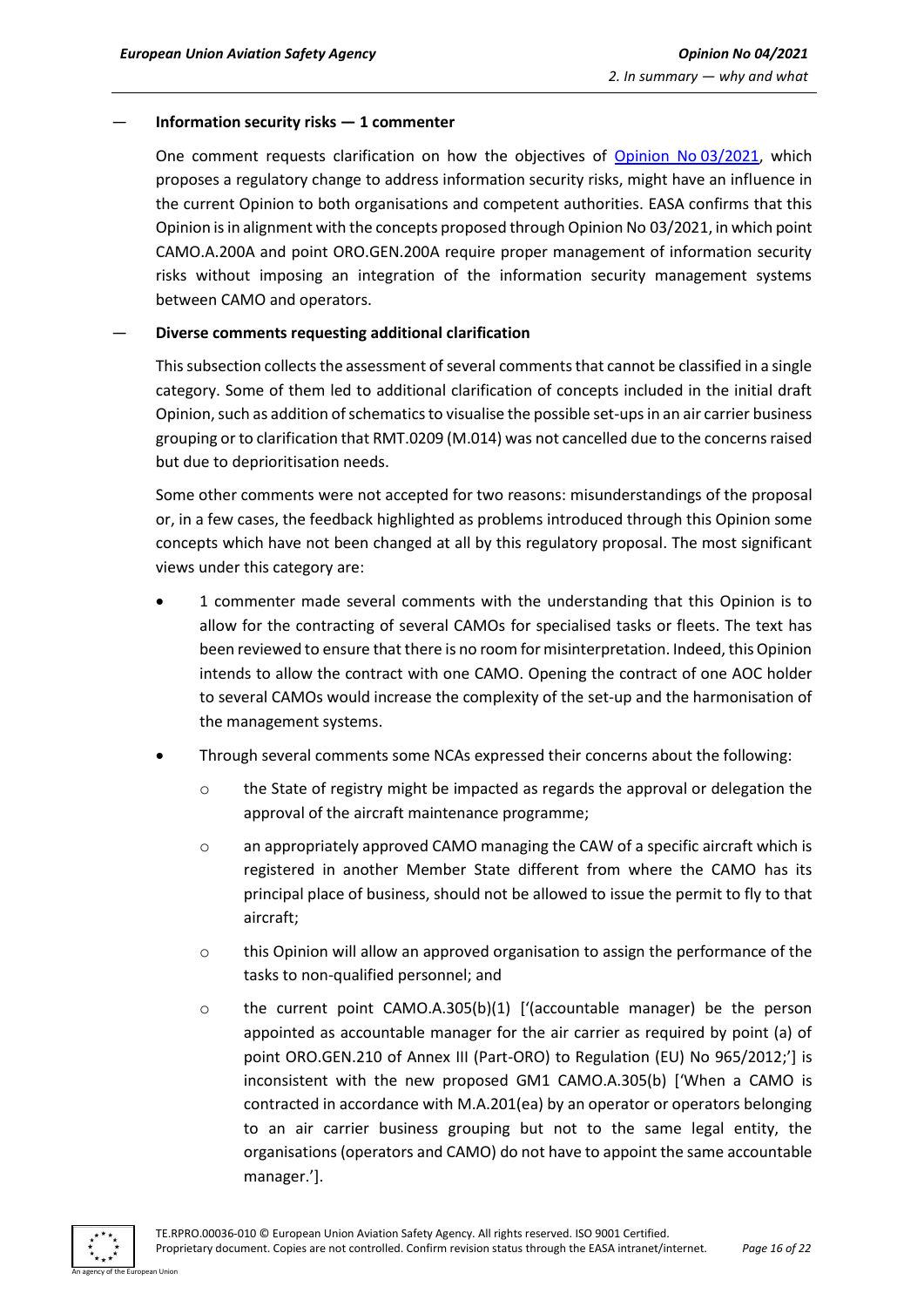— **Information security risks — 1 commenter**

One comment requests clarification on how the objectives of Opinion No 03/2021, which proposes a regulatory change to address information security risks, might have an influence in the current Opinion to both organisations and competent authorities. EASA confirms that this Opinion is in alignment with the concepts proposed through Opinion No 03/2021, in which point CAMO.A.200A and point ORO.GEN.200A require proper management of information security risks without imposing an integration of the information security management systems between CAMO and operators.

— **Diverse comments requesting additional clarification**

This subsection collects the assessment of several comments that cannot be classified in a single category. Some of them led to additional clarification of concepts included in the initial draft Opinion, such as addition of schematics to visualise the possible set-ups in an air carrier business grouping or to clarification that RMT.0209 (M.014) was not cancelled due to the concerns raised but due to deprioritisation needs.

Some other comments were not accepted for two reasons: misunderstandings of the proposal or, in a few cases, the feedback highlighted as problems introduced through this Opinion some concepts which have not been changed at all by this regulatory proposal. The most significant views under this category are:

- 1 commenter made several comments with the understanding that this Opinion is to allow for the contracting of several CAMOs for specialised tasks or fleets. The text has been reviewed to ensure that there is no room for misinterpretation. Indeed, this Opinion intends to allow the contract with one CAMO. Opening the contract of one AOC holder to several CAMOs would increase the complexity of the set-up and the harmonisation of the management systems.
- Through several comments some NCAs expressed their concerns about the following:
  - the State of registry might be impacted as regards the approval or delegation the approval of the aircraft maintenance programme;
  - an appropriately approved CAMO managing the CAW of a specific aircraft which is registered in another Member State different from where the CAMO has its principal place of business, should not be allowed to issue the permit to fly to that aircraft;
  - this Opinion will allow an approved organisation to assign the performance of the tasks to non-qualified personnel; and
  - the current point CAMO.A.305(b)(1) ['(accountable manager) be the person appointed as accountable manager for the air carrier as required by point (a) of point ORO.GEN.210 of Annex III (Part-ORO) to Regulation (EU) No 965/2012;'] is inconsistent with the new proposed GM1 CAMO.A.305(b) ['When a CAMO is contracted in accordance with M.A.201(ea) by an operator or operators belonging to an air carrier business grouping but not to the same legal entity, the organisations (operators and CAMO) do not have to appoint the same accountable manager.'].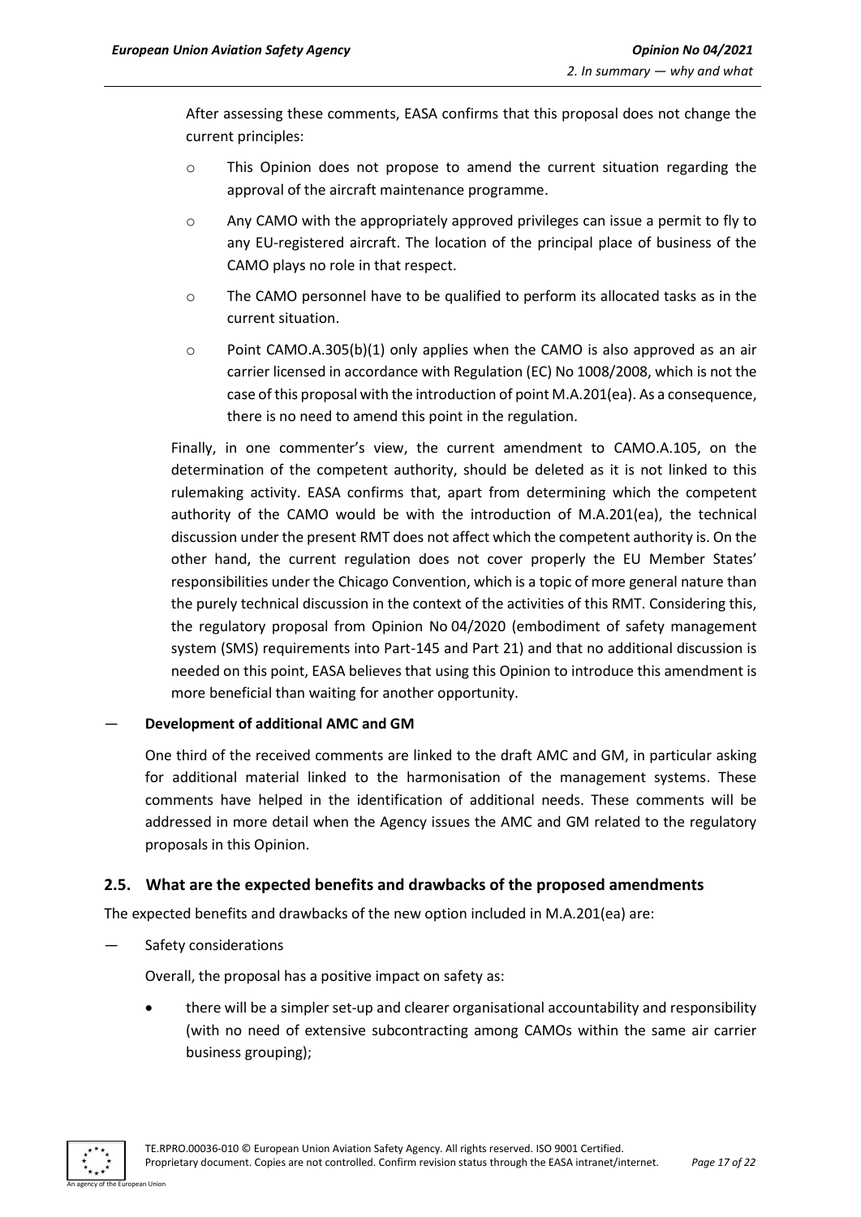After assessing these comments, EASA confirms that this proposal does not change the current principles:

- This Opinion does not propose to amend the current situation regarding the approval of the aircraft maintenance programme.
- Any CAMO with the appropriately approved privileges can issue a permit to fly to any EU-registered aircraft. The location of the principal place of business of the CAMO plays no role in that respect.
- The CAMO personnel have to be qualified to perform its allocated tasks as in the current situation.
- Point CAMO.A.305(b)(1) only applies when the CAMO is also approved as an air carrier licensed in accordance with Regulation (EC) No 1008/2008, which is not the case of this proposal with the introduction of point M.A.201(ea). As a consequence, there is no need to amend this point in the regulation.

Finally, in one commenter's view, the current amendment to CAMO.A.105, on the determination of the competent authority, should be deleted as it is not linked to this rulemaking activity. EASA confirms that, apart from determining which the competent authority of the CAMO would be with the introduction of M.A.201(ea), the technical discussion under the present RMT does not affect which the competent authority is. On the other hand, the current regulation does not cover properly the EU Member States' responsibilities under the Chicago Convention, which is a topic of more general nature than the purely technical discussion in the context of the activities of this RMT. Considering this, the regulatory proposal from Opinion No 04/2020 (embodiment of safety management system (SMS) requirements into Part-145 and Part 21) and that no additional discussion is needed on this point, EASA believes that using this Opinion to introduce this amendment is more beneficial than waiting for another opportunity.

— **Development of additional AMC and GM**

One third of the received comments are linked to the draft AMC and GM, in particular asking for additional material linked to the harmonisation of the management systems. These comments have helped in the identification of additional needs. These comments will be addressed in more detail when the Agency issues the AMC and GM related to the regulatory proposals in this Opinion.

## 2.5. What are the expected benefits and drawbacks of the proposed amendments

The expected benefits and drawbacks of the new option included in M.A.201(ea) are:

— Safety considerations

Overall, the proposal has a positive impact on safety as:

- there will be a simpler set-up and clearer organisational accountability and responsibility (with no need of extensive subcontracting among CAMOs within the same air carrier business grouping);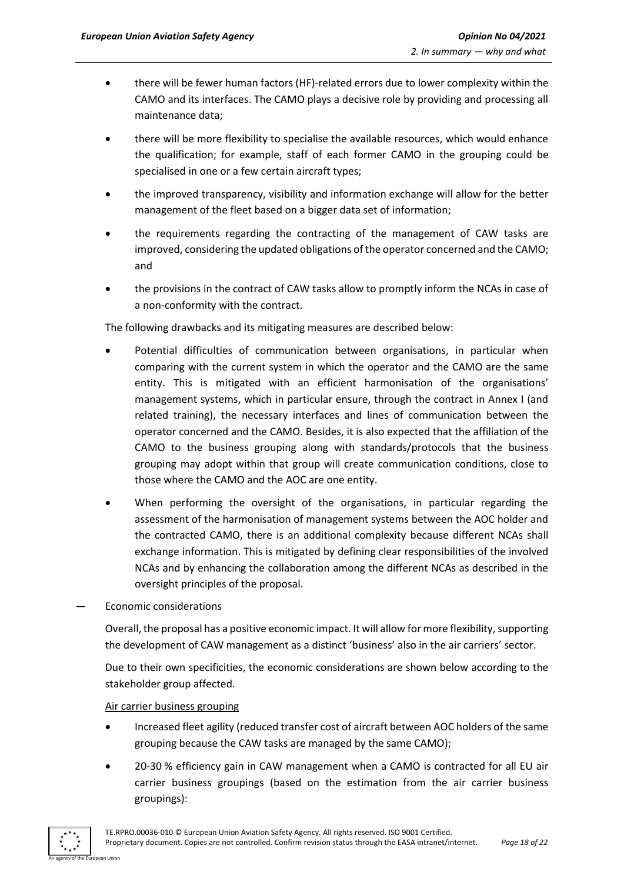- there will be fewer human factors (HF)-related errors due to lower complexity within the CAMO and its interfaces. The CAMO plays a decisive role by providing and processing all maintenance data;
- there will be more flexibility to specialise the available resources, which would enhance the qualification; for example, staff of each former CAMO in the grouping could be specialised in one or a few certain aircraft types;
- the improved transparency, visibility and information exchange will allow for the better management of the fleet based on a bigger data set of information;
- the requirements regarding the contracting of the management of CAW tasks are improved, considering the updated obligations of the operator concerned and the CAMO; and
- the provisions in the contract of CAW tasks allow to promptly inform the NCAs in case of a non-conformity with the contract.

The following drawbacks and its mitigating measures are described below:

- Potential difficulties of communication between organisations, in particular when comparing with the current system in which the operator and the CAMO are the same entity. This is mitigated with an efficient harmonisation of the organisations' management systems, which in particular ensure, through the contract in Annex I (and related training), the necessary interfaces and lines of communication between the operator concerned and the CAMO. Besides, it is also expected that the affiliation of the CAMO to the business grouping along with standards/protocols that the business grouping may adopt within that group will create communication conditions, close to those where the CAMO and the AOC are one entity.
- When performing the oversight of the organisations, in particular regarding the assessment of the harmonisation of management systems between the AOC holder and the contracted CAMO, there is an additional complexity because different NCAs shall exchange information. This is mitigated by defining clear responsibilities of the involved NCAs and by enhancing the collaboration among the different NCAs as described in the oversight principles of the proposal.

— Economic considerations

Overall, the proposal has a positive economic impact. It will allow for more flexibility, supporting the development of CAW management as a distinct 'business' also in the air carriers' sector.

Due to their own specificities, the economic considerations are shown below according to the stakeholder group affected.

Air carrier business grouping

- Increased fleet agility (reduced transfer cost of aircraft between AOC holders of the same grouping because the CAW tasks are managed by the same CAMO);
- 20-30 % efficiency gain in CAW management when a CAMO is contracted for all EU air carrier business groupings (based on the estimation from the air carrier business groupings):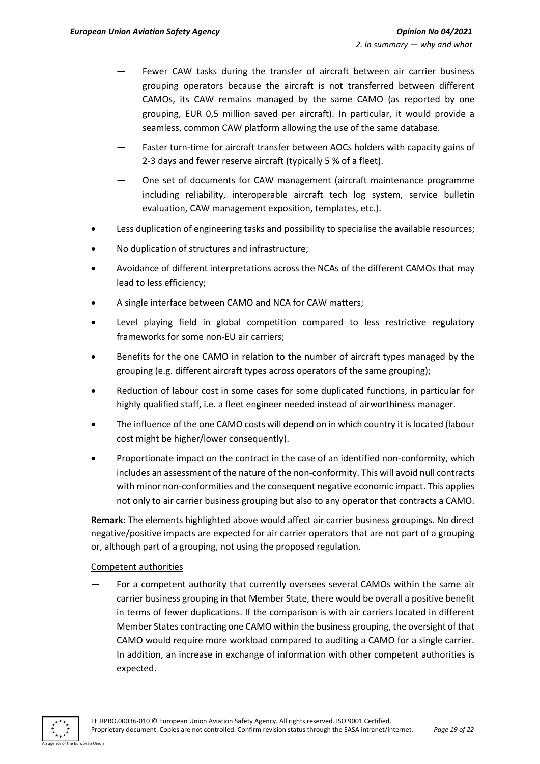— Fewer CAW tasks during the transfer of aircraft between air carrier business grouping operators because the aircraft is not transferred between different CAMOs, its CAW remains managed by the same CAMO (as reported by one grouping, EUR 0,5 million saved per aircraft). In particular, it would provide a seamless, common CAW platform allowing the use of the same database.

— Faster turn-time for aircraft transfer between AOCs holders with capacity gains of 2-3 days and fewer reserve aircraft (typically 5 % of a fleet).

— One set of documents for CAW management (aircraft maintenance programme including reliability, interoperable aircraft tech log system, service bulletin evaluation, CAW management exposition, templates, etc.).

- Less duplication of engineering tasks and possibility to specialise the available resources;
- No duplication of structures and infrastructure;
- Avoidance of different interpretations across the NCAs of the different CAMOs that may lead to less efficiency;
- A single interface between CAMO and NCA for CAW matters;
- Level playing field in global competition compared to less restrictive regulatory frameworks for some non-EU air carriers;
- Benefits for the one CAMO in relation to the number of aircraft types managed by the grouping (e.g. different aircraft types across operators of the same grouping);
- Reduction of labour cost in some cases for some duplicated functions, in particular for highly qualified staff, i.e. a fleet engineer needed instead of airworthiness manager.
- The influence of the one CAMO costs will depend on in which country it is located (labour cost might be higher/lower consequently).
- Proportionate impact on the contract in the case of an identified non-conformity, which includes an assessment of the nature of the non-conformity. This will avoid null contracts with minor non-conformities and the consequent negative economic impact. This applies not only to air carrier business grouping but also to any operator that contracts a CAMO.

**Remark**: The elements highlighted above would affect air carrier business groupings. No direct negative/positive impacts are expected for air carrier operators that are not part of a grouping or, although part of a grouping, not using the proposed regulation.

Competent authorities

— For a competent authority that currently oversees several CAMOs within the same air carrier business grouping in that Member State, there would be overall a positive benefit in terms of fewer duplications. If the comparison is with air carriers located in different Member States contracting one CAMO within the business grouping, the oversight of that CAMO would require more workload compared to auditing a CAMO for a single carrier. In addition, an increase in exchange of information with other competent authorities is expected.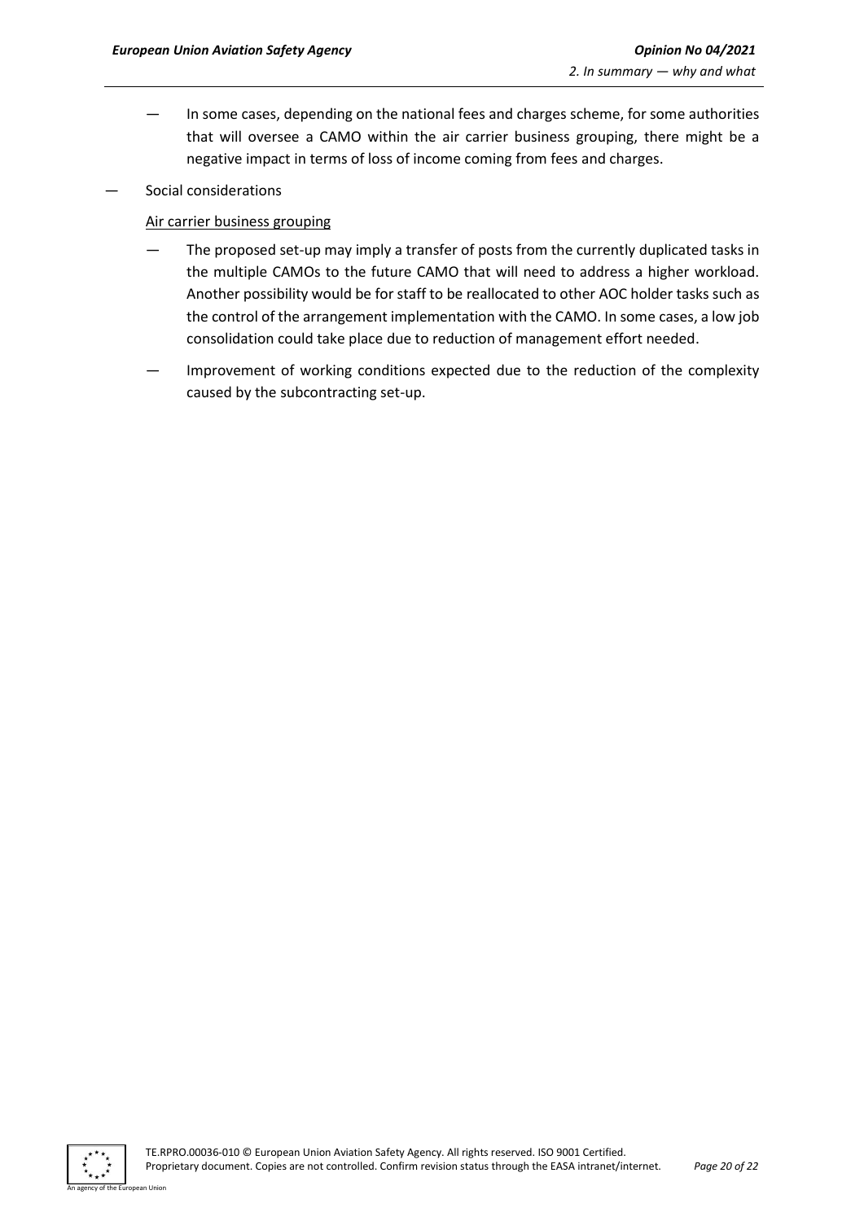- In some cases, depending on the national fees and charges scheme, for some authorities that will oversee a CAMO within the air carrier business grouping, there might be a negative impact in terms of loss of income coming from fees and charges.

- Social considerations

  Air carrier business grouping

  - The proposed set-up may imply a transfer of posts from the currently duplicated tasks in the multiple CAMOs to the future CAMO that will need to address a higher workload. Another possibility would be for staff to be reallocated to other AOC holder tasks such as the control of the arrangement implementation with the CAMO. In some cases, a low job consolidation could take place due to reduction of management effort needed.
  - Improvement of working conditions expected due to the reduction of the complexity caused by the subcontracting set-up.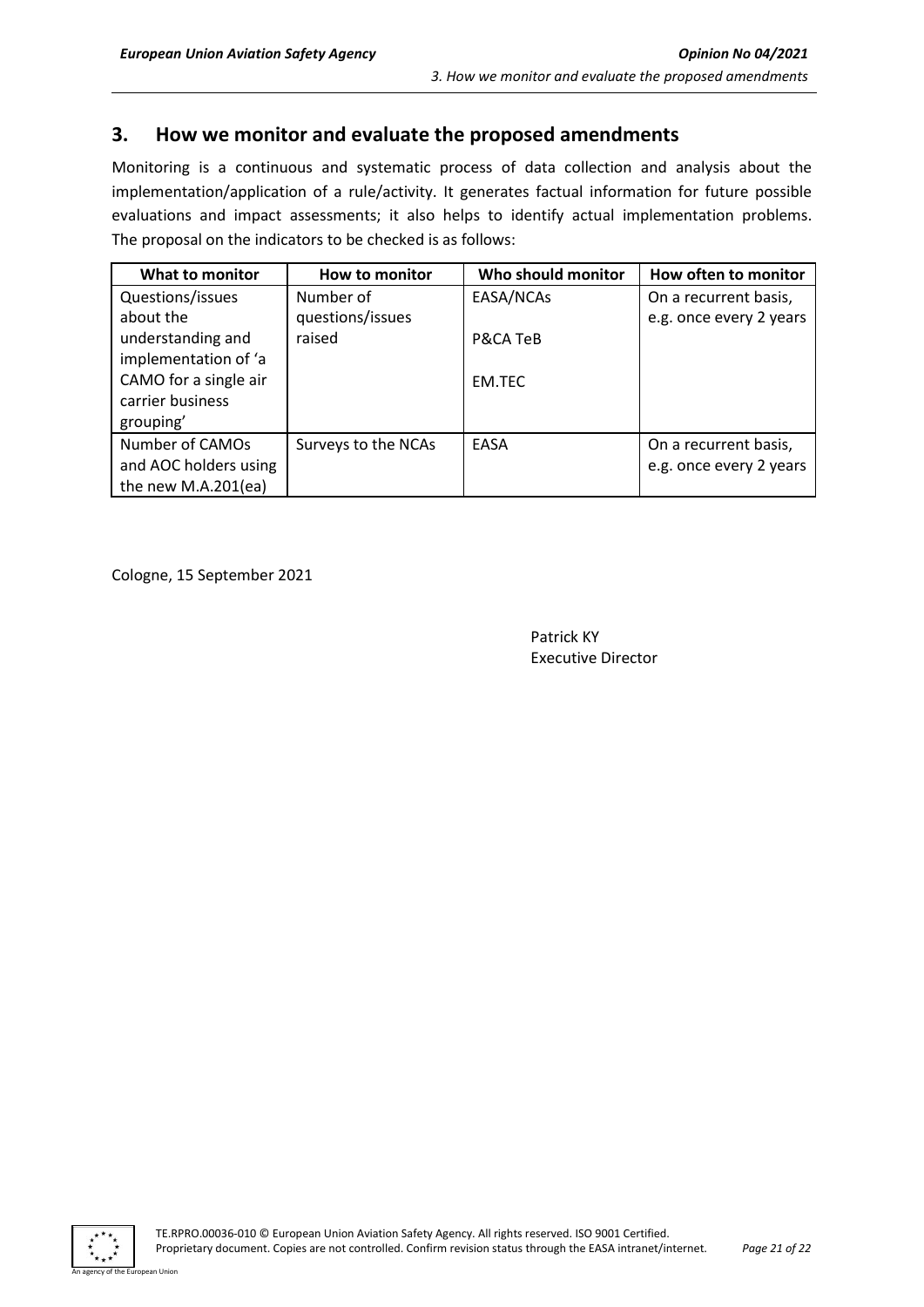## 3. How we monitor and evaluate the proposed amendments

Monitoring is a continuous and systematic process of data collection and analysis about the implementation/application of a rule/activity. It generates factual information for future possible evaluations and impact assessments; it also helps to identify actual implementation problems. The proposal on the indicators to be checked is as follows:

| What to monitor | How to monitor | Who should monitor | How often to monitor |
|---|---|---|---|
| Questions/issues about the understanding and implementation of 'a CAMO for a single air carrier business grouping' | Number of questions/issues raised | EASA/NCAs<br><br>P&CA TeB<br><br>EM.TEC | On a recurrent basis, e.g. once every 2 years |
| Number of CAMOs and AOC holders using the new M.A.201(ea) | Surveys to the NCAs | EASA | On a recurrent basis, e.g. once every 2 years |

Cologne, 15 September 2021

Patrick KY
Executive Director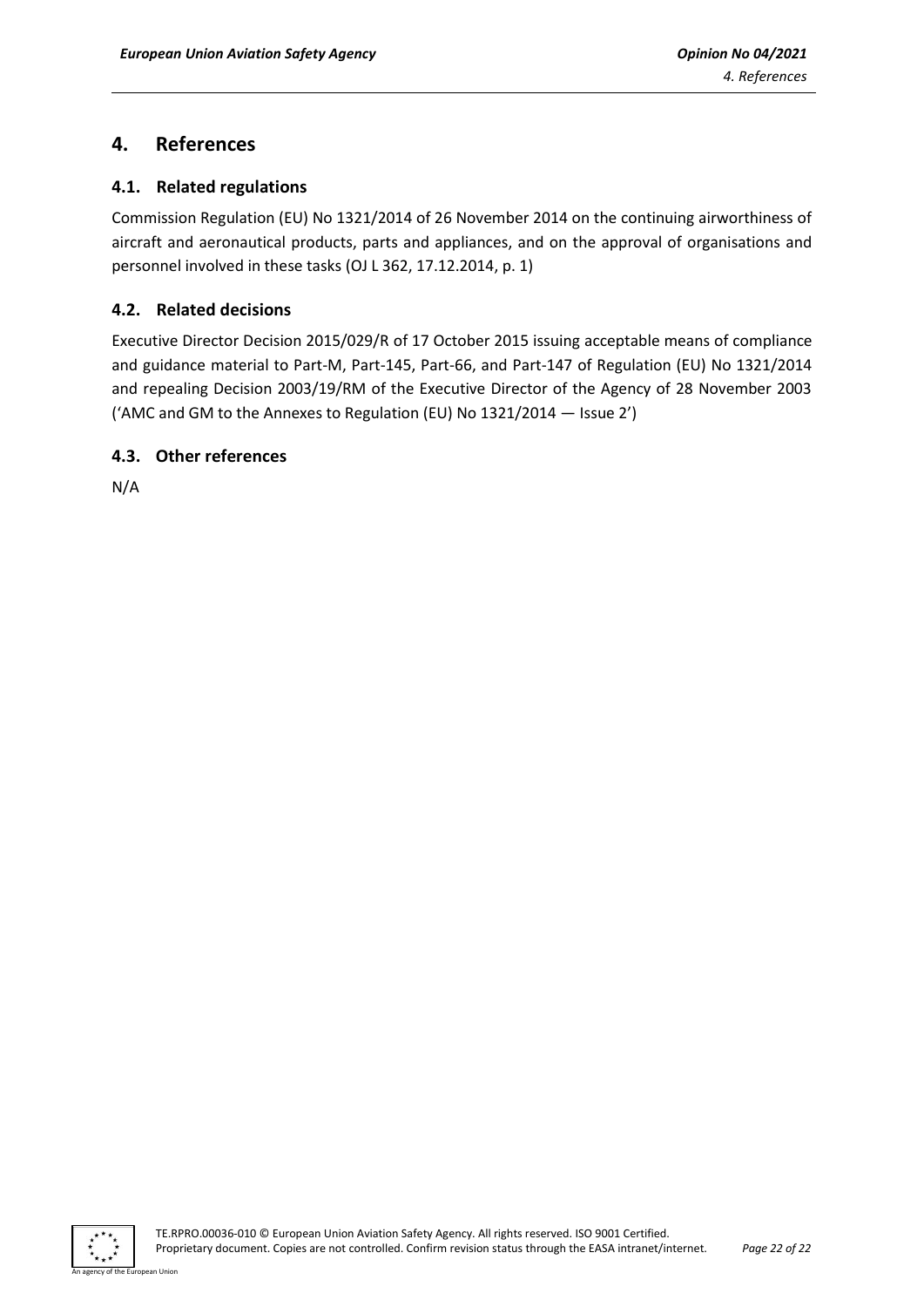## 4. References

### 4.1. Related regulations

Commission Regulation (EU) No 1321/2014 of 26 November 2014 on the continuing airworthiness of aircraft and aeronautical products, parts and appliances, and on the approval of organisations and personnel involved in these tasks (OJ L 362, 17.12.2014, p. 1)

### 4.2. Related decisions

Executive Director Decision 2015/029/R of 17 October 2015 issuing acceptable means of compliance and guidance material to Part-M, Part-145, Part-66, and Part-147 of Regulation (EU) No 1321/2014 and repealing Decision 2003/19/RM of the Executive Director of the Agency of 28 November 2003 ('AMC and GM to the Annexes to Regulation (EU) No 1321/2014 — Issue 2')

### 4.3. Other references

N/A